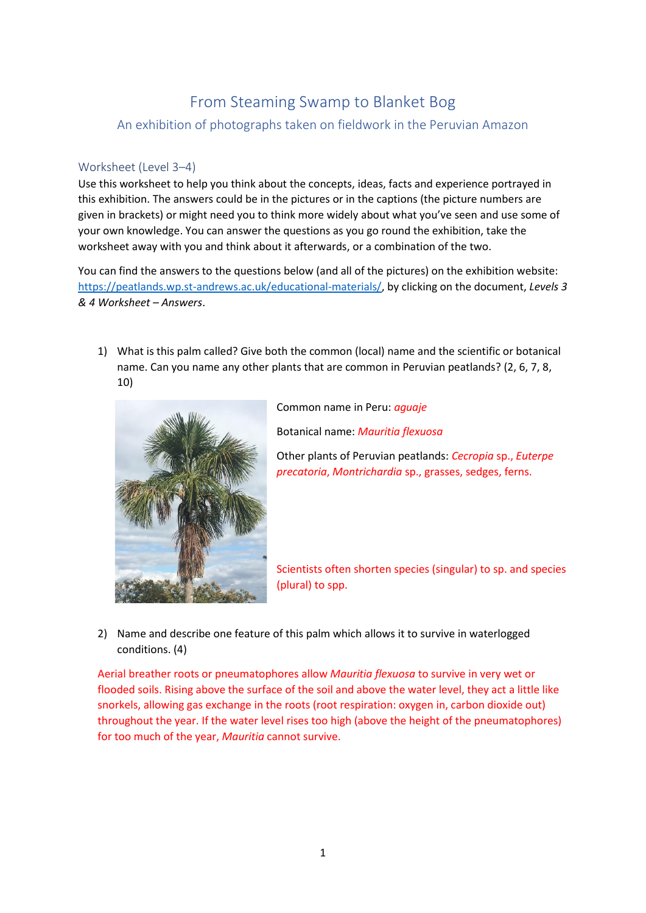# From Steaming Swamp to Blanket Bog

## An exhibition of photographs taken on fieldwork in the Peruvian Amazon

### Worksheet (Level 3–4)

Use this worksheet to help you think about the concepts, ideas, facts and experience portrayed in this exhibition. The answers could be in the pictures or in the captions (the picture numbers are given in brackets) or might need you to think more widely about what you've seen and use some of your own knowledge. You can answer the questions as you go round the exhibition, take the worksheet away with you and think about it afterwards, or a combination of the two.

You can find the answers to the questions below (and all of the pictures) on the exhibition website: https://peatlands.wp.st-andrews.ac.uk/educational-materials/, by clicking on the document, *Levels 3 & 4 Worksheet – Answers*.

1) What is this palm called? Give both the common (local) name and the scientific or botanical name. Can you name any other plants that are common in Peruvian peatlands? (2, 6, 7, 8, 10)

Common name in Peru: *aguaje*

Botanical name: *Mauritia flexuosa*

Other plants of Peruvian peatlands: *Cecropia* sp., *Euterpe precatoria*, *Montrichardia* sp., grasses, sedges, ferns.

Scientists often shorten species (singular) to sp. and species (plural) to spp.

2) Name and describe one feature of this palm which allows it to survive in waterlogged conditions. (4)

Aerial breather roots or pneumatophores allow *Mauritia flexuosa* to survive in very wet or flooded soils. Rising above the surface of the soil and above the water level, they act a little like snorkels, allowing gas exchange in the roots (root respiration: oxygen in, carbon dioxide out) throughout the year. If the water level rises too high (above the height of the pneumatophores) for too much of the year, *Mauritia* cannot survive.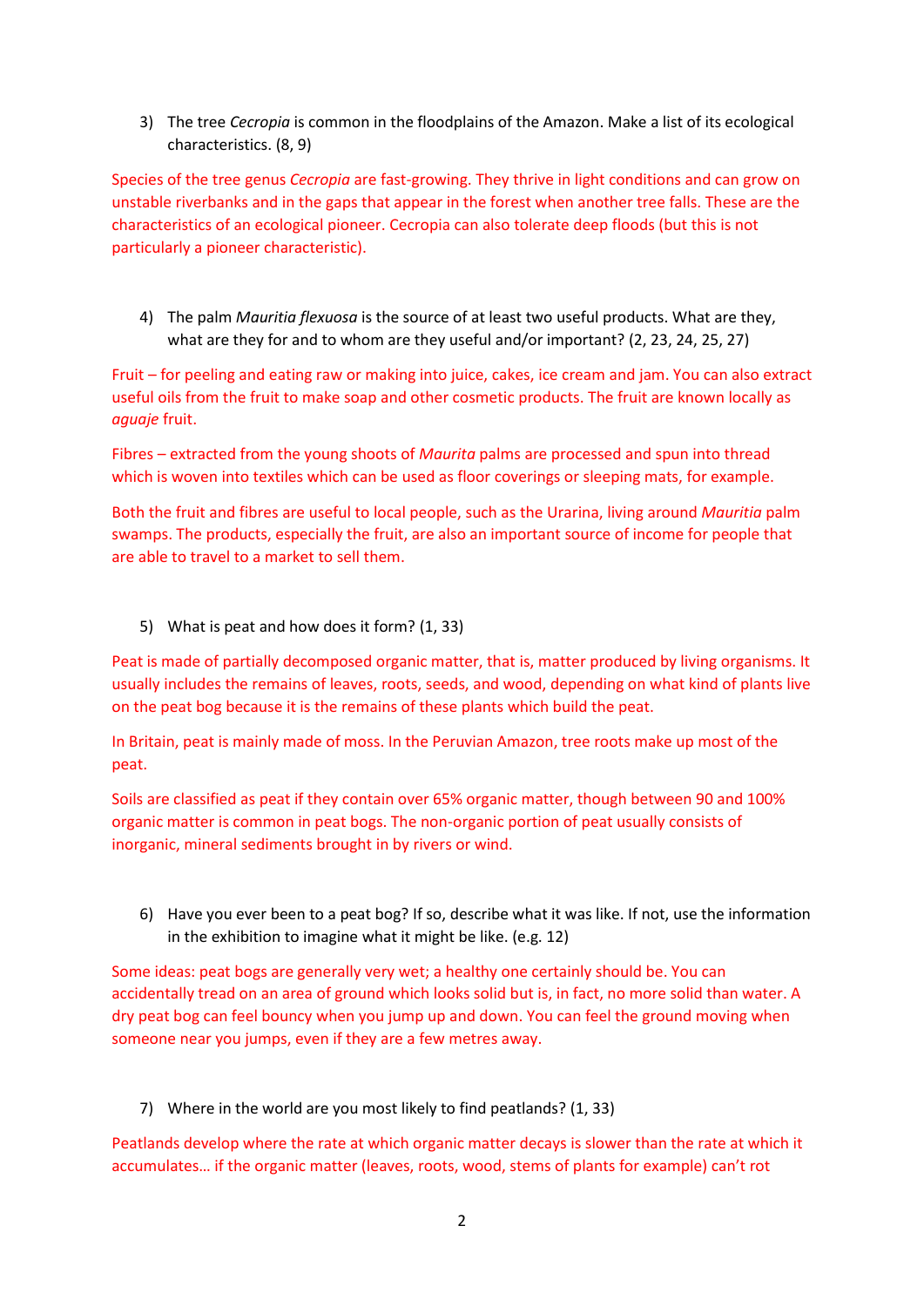3) The tree *Cecropia* is common in the floodplains of the Amazon. Make a list of its ecological characteristics. (8, 9)

Species of the tree genus *Cecropia* are fast-growing. They thrive in light conditions and can grow on unstable riverbanks and in the gaps that appear in the forest when another tree falls. These are the characteristics of an ecological pioneer. Cecropia can also tolerate deep floods (but this is not particularly a pioneer characteristic).

4) The palm *Mauritia flexuosa* is the source of at least two useful products. What are they, what are they for and to whom are they useful and/or important? (2, 23, 24, 25, 27)

Fruit – for peeling and eating raw or making into juice, cakes, ice cream and jam. You can also extract useful oils from the fruit to make soap and other cosmetic products. The fruit are known locally as *aguaje* fruit.

Fibres – extracted from the young shoots of *Maurita* palms are processed and spun into thread which is woven into textiles which can be used as floor coverings or sleeping mats, for example.

Both the fruit and fibres are useful to local people, such as the Urarina, living around *Mauritia* palm swamps. The products, especially the fruit, are also an important source of income for people that are able to travel to a market to sell them.

5) What is peat and how does it form? (1, 33)

Peat is made of partially decomposed organic matter, that is, matter produced by living organisms. It usually includes the remains of leaves, roots, seeds, and wood, depending on what kind of plants live on the peat bog because it is the remains of these plants which build the peat.

In Britain, peat is mainly made of moss. In the Peruvian Amazon, tree roots make up most of the peat.

Soils are classified as peat if they contain over 65% organic matter, though between 90 and 100% organic matter is common in peat bogs. The non-organic portion of peat usually consists of inorganic, mineral sediments brought in by rivers or wind.

6) Have you ever been to a peat bog? If so, describe what it was like. If not, use the information in the exhibition to imagine what it might be like. (e.g. 12)

Some ideas: peat bogs are generally very wet; a healthy one certainly should be. You can accidentally tread on an area of ground which looks solid but is, in fact, no more solid than water. A dry peat bog can feel bouncy when you jump up and down. You can feel the ground moving when someone near you jumps, even if they are a few metres away.

7) Where in the world are you most likely to find peatlands? (1, 33)

Peatlands develop where the rate at which organic matter decays is slower than the rate at which it accumulates… if the organic matter (leaves, roots, wood, stems of plants for example) can't rot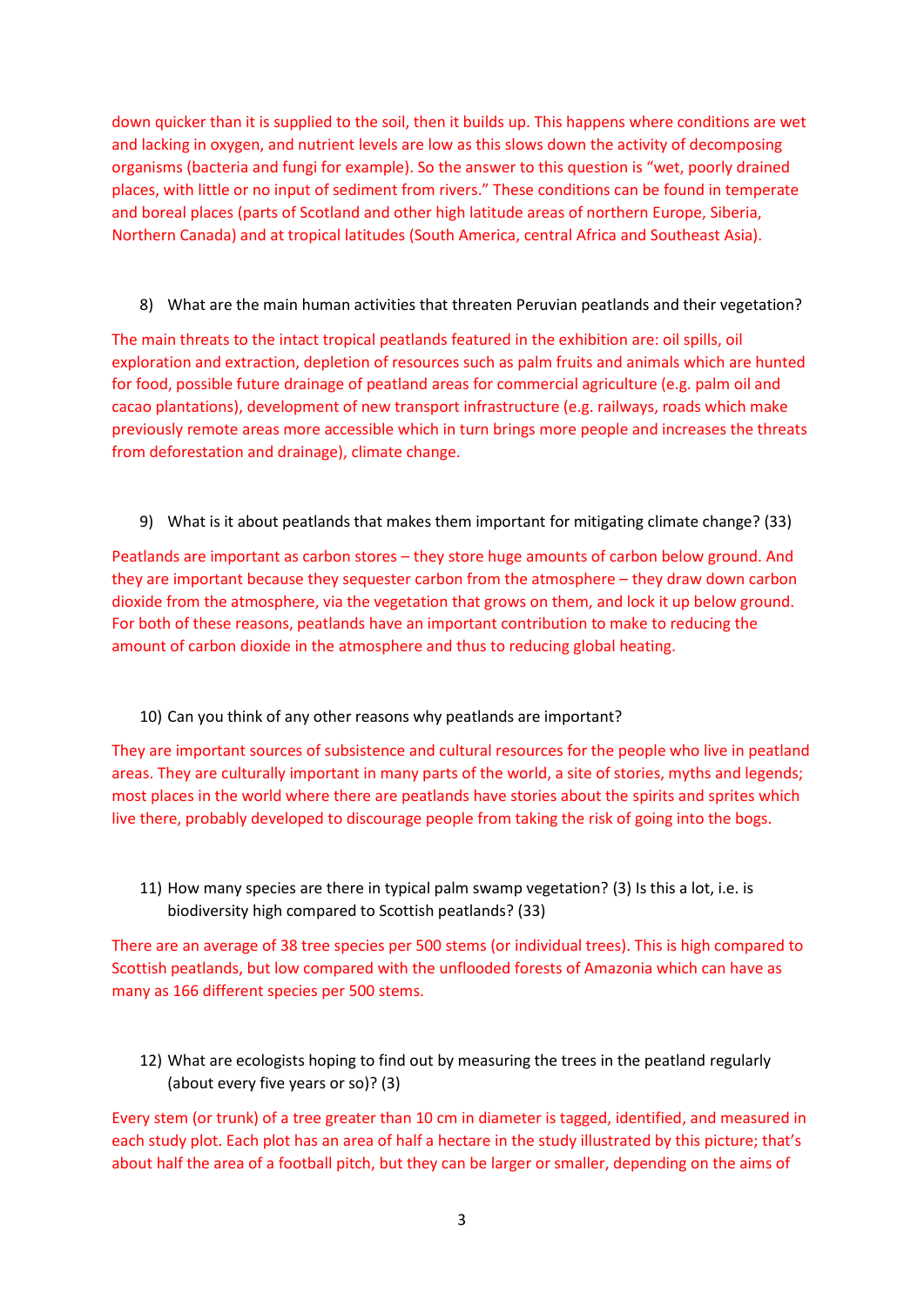down quicker than it is supplied to the soil, then it builds up. This happens where conditions are wet and lacking in oxygen, and nutrient levels are low as this slows down the activity of decomposing organisms (bacteria and fungi for example). So the answer to this question is "wet, poorly drained places, with little or no input of sediment from rivers." These conditions can be found in temperate and boreal places (parts of Scotland and other high latitude areas of northern Europe, Siberia, Northern Canada) and at tropical latitudes (South America, central Africa and Southeast Asia).

8) What are the main human activities that threaten Peruvian peatlands and their vegetation?

The main threats to the intact tropical peatlands featured in the exhibition are: oil spills, oil exploration and extraction, depletion of resources such as palm fruits and animals which are hunted for food, possible future drainage of peatland areas for commercial agriculture (e.g. palm oil and cacao plantations), development of new transport infrastructure (e.g. railways, roads which make previously remote areas more accessible which in turn brings more people and increases the threats from deforestation and drainage), climate change.

9) What is it about peatlands that makes them important for mitigating climate change? (33)

Peatlands are important as carbon stores – they store huge amounts of carbon below ground. And they are important because they sequester carbon from the atmosphere – they draw down carbon dioxide from the atmosphere, via the vegetation that grows on them, and lock it up below ground. For both of these reasons, peatlands have an important contribution to make to reducing the amount of carbon dioxide in the atmosphere and thus to reducing global heating.

10) Can you think of any other reasons why peatlands are important?

They are important sources of subsistence and cultural resources for the people who live in peatland areas. They are culturally important in many parts of the world, a site of stories, myths and legends; most places in the world where there are peatlands have stories about the spirits and sprites which live there, probably developed to discourage people from taking the risk of going into the bogs.

11) How many species are there in typical palm swamp vegetation? (3) Is this a lot, i.e. is biodiversity high compared to Scottish peatlands? (33)

There are an average of 38 tree species per 500 stems (or individual trees). This is high compared to Scottish peatlands, but low compared with the unflooded forests of Amazonia which can have as many as 166 different species per 500 stems.

12) What are ecologists hoping to find out by measuring the trees in the peatland regularly (about every five years or so)? (3)

Every stem (or trunk) of a tree greater than 10 cm in diameter is tagged, identified, and measured in each study plot. Each plot has an area of half a hectare in the study illustrated by this picture; that's about half the area of a football pitch, but they can be larger or smaller, depending on the aims of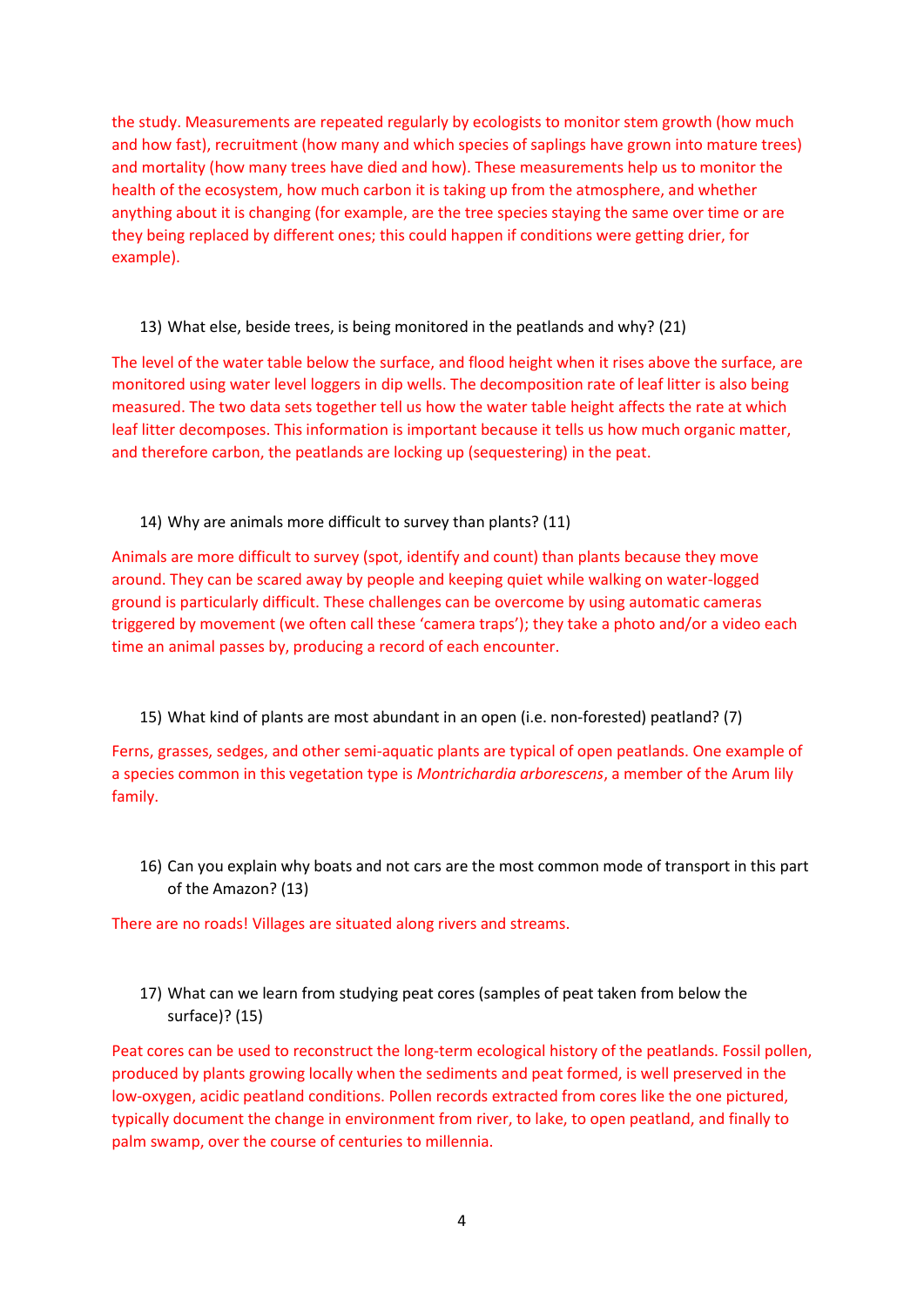the study. Measurements are repeated regularly by ecologists to monitor stem growth (how much and how fast), recruitment (how many and which species of saplings have grown into mature trees) and mortality (how many trees have died and how). These measurements help us to monitor the health of the ecosystem, how much carbon it is taking up from the atmosphere, and whether anything about it is changing (for example, are the tree species staying the same over time or are they being replaced by different ones; this could happen if conditions were getting drier, for example).

13) What else, beside trees, is being monitored in the peatlands and why? (21)

The level of the water table below the surface, and flood height when it rises above the surface, are monitored using water level loggers in dip wells. The decomposition rate of leaf litter is also being measured. The two data sets together tell us how the water table height affects the rate at which leaf litter decomposes. This information is important because it tells us how much organic matter, and therefore carbon, the peatlands are locking up (sequestering) in the peat.

14) Why are animals more difficult to survey than plants? (11)

Animals are more difficult to survey (spot, identify and count) than plants because they move around. They can be scared away by people and keeping quiet while walking on water-logged ground is particularly difficult. These challenges can be overcome by using automatic cameras triggered by movement (we often call these 'camera traps'); they take a photo and/or a video each time an animal passes by, producing a record of each encounter.

15) What kind of plants are most abundant in an open (i.e. non-forested) peatland? (7)

Ferns, grasses, sedges, and other semi-aquatic plants are typical of open peatlands. One example of a species common in this vegetation type is *Montrichardia arborescens*, a member of the Arum lily family.

16) Can you explain why boats and not cars are the most common mode of transport in this part of the Amazon? (13)

There are no roads! Villages are situated along rivers and streams.

17) What can we learn from studying peat cores (samples of peat taken from below the surface)? (15)

Peat cores can be used to reconstruct the long-term ecological history of the peatlands. Fossil pollen, produced by plants growing locally when the sediments and peat formed, is well preserved in the low-oxygen, acidic peatland conditions. Pollen records extracted from cores like the one pictured, typically document the change in environment from river, to lake, to open peatland, and finally to palm swamp, over the course of centuries to millennia.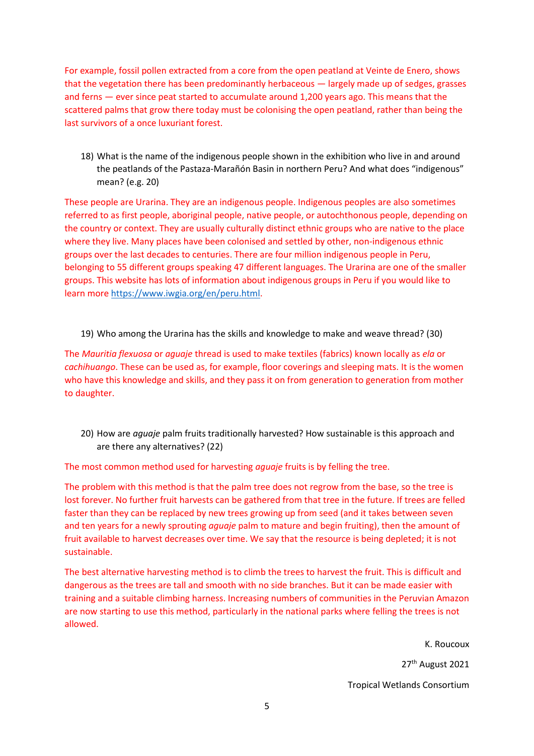For example, fossil pollen extracted from a core from the open peatland at Veinte de Enero, shows that the vegetation there has been predominantly herbaceous — largely made up of sedges, grasses and ferns — ever since peat started to accumulate around 1,200 years ago. This means that the scattered palms that grow there today must be colonising the open peatland, rather than being the last survivors of a once luxuriant forest.

18) What is the name of the indigenous people shown in the exhibition who live in and around the peatlands of the Pastaza-Marañón Basin in northern Peru? And what does "indigenous" mean? (e.g. 20)

These people are Urarina. They are an indigenous people. Indigenous peoples are also sometimes referred to as first people, aboriginal people, native people, or autochthonous people, depending on the country or context. They are usually culturally distinct ethnic groups who are native to the place where they live. Many places have been colonised and settled by other, non-indigenous ethnic groups over the last decades to centuries. There are four million indigenous people in Peru, belonging to 55 different groups speaking 47 different languages. The Urarina are one of the smaller groups. This website has lots of information about indigenous groups in Peru if you would like to learn more https://www.iwgia.org/en/peru.html.

19) Who among the Urarina has the skills and knowledge to make and weave thread? (30)

The *Mauritia flexuosa* or *aguaje* thread is used to make textiles (fabrics) known locally as *ela* or *cachihuango*. These can be used as, for example, floor coverings and sleeping mats. It is the women who have this knowledge and skills, and they pass it on from generation to generation from mother to daughter.

20) How are *aguaje* palm fruits traditionally harvested? How sustainable is this approach and are there any alternatives? (22)

The most common method used for harvesting *aguaje* fruits is by felling the tree.

The problem with this method is that the palm tree does not regrow from the base, so the tree is lost forever. No further fruit harvests can be gathered from that tree in the future. If trees are felled faster than they can be replaced by new trees growing up from seed (and it takes between seven and ten years for a newly sprouting *aguaje* palm to mature and begin fruiting), then the amount of fruit available to harvest decreases over time. We say that the resource is being depleted; it is not sustainable.

The best alternative harvesting method is to climb the trees to harvest the fruit. This is difficult and dangerous as the trees are tall and smooth with no side branches. But it can be made easier with training and a suitable climbing harness. Increasing numbers of communities in the Peruvian Amazon are now starting to use this method, particularly in the national parks where felling the trees is not allowed.

K. Roucoux

27th August 2021

Tropical Wetlands Consortium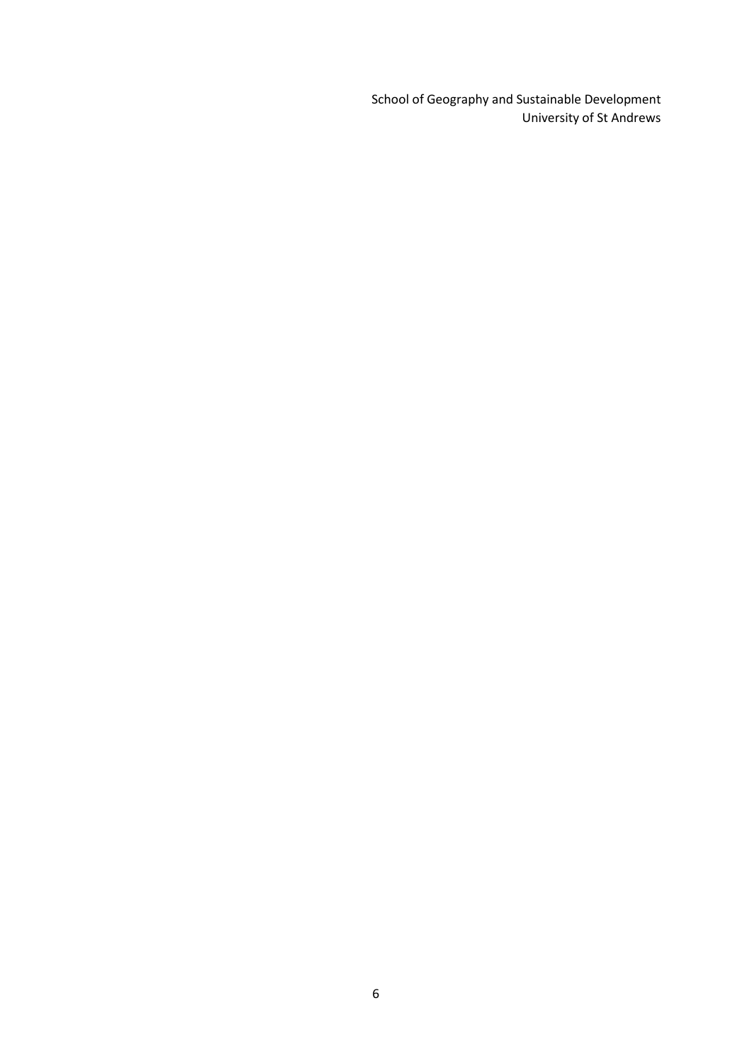School of Geography and Sustainable Development
University of St Andrews